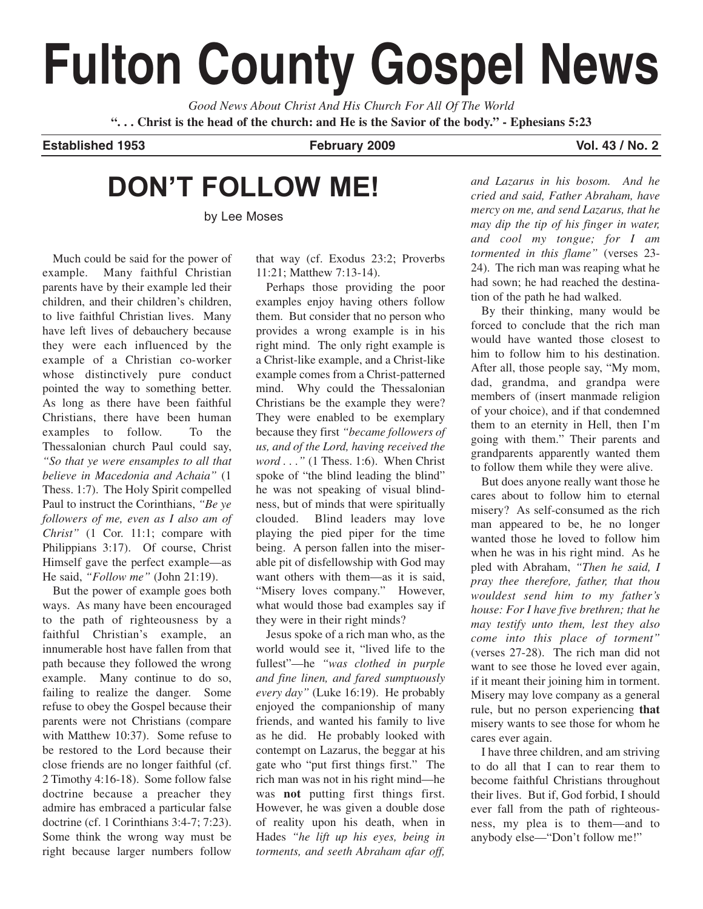# Fulton County Gospel News

*Good News About Christ And His Church For All Of The World*

**". . . Christ is the head of the church: and He is the Savior of the body." - Ephesians 5:23**

**Established 1953** | **February 2009** | **Vol. 43 / No. 2**

## DON'T FOLLOW ME!

by Lee Moses

Much could be said for the power of example. Many faithful Christian parents have by their example led their children, and their children's children, to live faithful Christian lives. Many have left lives of debauchery because they were each influenced by the example of a Christian co-worker whose distinctively pure conduct pointed the way to something better. As long as there have been faithful Christians, there have been human examples to follow. To the Thessalonian church Paul could say, *"So that ye were ensamples to all that believe in Macedonia and Achaia"* (1 Thess. 1:7). The Holy Spirit compelled Paul to instruct the Corinthians, *"Be ye followers of me, even as I also am of Christ"* (1 Cor. 11:1; compare with Philippians 3:17). Of course, Christ Himself gave the perfect example—as He said, *"Follow me"* (John 21:19).

But the power of example goes both ways. As many have been encouraged to the path of righteousness by a faithful Christian's example, an innumerable host have fallen from that path because they followed the wrong example. Many continue to do so, failing to realize the danger. Some refuse to obey the Gospel because their parents were not Christians (compare with Matthew 10:37). Some refuse to be restored to the Lord because their close friends are no longer faithful (cf. 2 Timothy 4:16-18). Some follow false doctrine because a preacher they admire has embraced a particular false doctrine (cf. 1 Corinthians 3:4-7; 7:23). Some think the wrong way must be right because larger numbers follow that way (cf. Exodus 23:2; Proverbs 11:21; Matthew 7:13-14).

Perhaps those providing the poor examples enjoy having others follow them. But consider that no person who provides a wrong example is in his right mind. The only right example is a Christ-like example, and a Christ-like example comes from a Christ-patterned mind. Why could the Thessalonian Christians be the example they were? They were enabled to be exemplary because they first *"became followers of us, and of the Lord, having received the word . . ."* (1 Thess. 1:6). When Christ spoke of "the blind leading the blind" he was not speaking of visual blindness, but of minds that were spiritually clouded. Blind leaders may love playing the pied piper for the time being. A person fallen into the miserable pit of disfellowship with God may want others with them—as it is said, "Misery loves company." However, what would those bad examples say if they were in their right minds?

Jesus spoke of a rich man who, as the world would see it, "lived life to the fullest"—he *"was clothed in purple and fine linen, and fared sumptuously every day"* (Luke 16:19). He probably enjoyed the companionship of many friends, and wanted his family to live as he did. He probably looked with contempt on Lazarus, the beggar at his gate who "put first things first." The rich man was not in his right mind—he was **not** putting first things first. However, he was given a double dose of reality upon his death, when in Hades *"he lift up his eyes, being in torments, and seeth Abraham afar off, and Lazarus in his bosom. And he cried and said, Father Abraham, have mercy on me, and send Lazarus, that he may dip the tip of his finger in water, and cool my tongue; for I am tormented in this flame"* (verses 23-24). The rich man was reaping what he had sown; he had reached the destination of the path he had walked.

By their thinking, many would be forced to conclude that the rich man would have wanted those closest to him to follow him to his destination. After all, those people say, "My mom, dad, grandma, and grandpa were members of (insert manmade religion of your choice), and if that condemned them to an eternity in Hell, then I'm going with them." Their parents and grandparents apparently wanted them to follow them while they were alive.

But does anyone really want those he cares about to follow him to eternal misery? As self-consumed as the rich man appeared to be, he no longer wanted those he loved to follow him when he was in his right mind. As he pled with Abraham, *"Then he said, I pray thee therefore, father, that thou wouldest send him to my father's house: For I have five brethren; that he may testify unto them, lest they also come into this place of torment"* (verses 27-28). The rich man did not want to see those he loved ever again, if it meant their joining him in torment. Misery may love company as a general rule, but no person experiencing **that** misery wants to see those for whom he cares ever again.

I have three children, and am striving to do all that I can to rear them to become faithful Christians throughout their lives. But if, God forbid, I should ever fall from the path of righteousness, my plea is to them—and to anybody else—"Don't follow me!"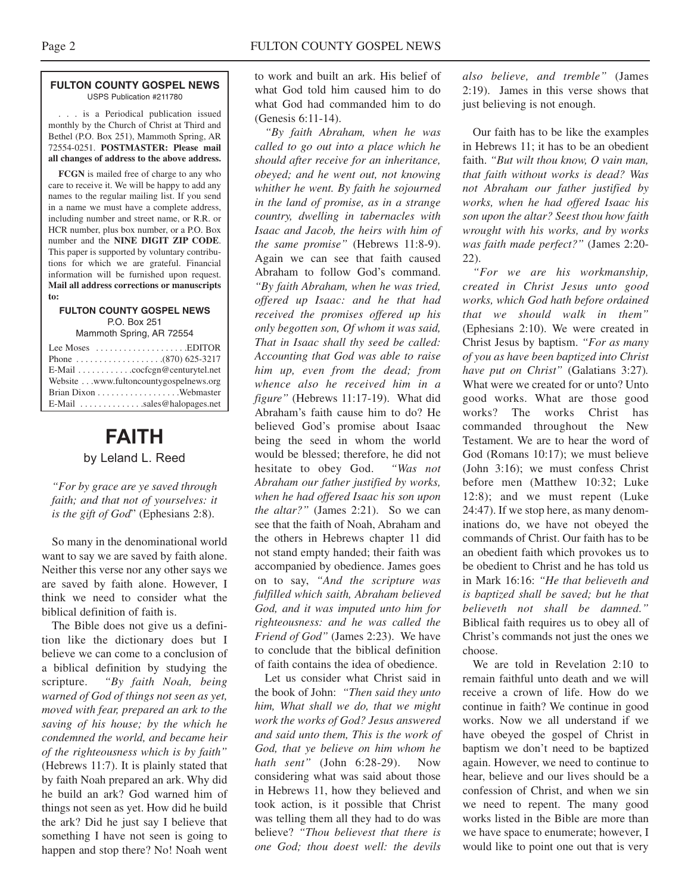**FULTON COUNTY GOSPEL NEWS**
USPS Publication #211780

. . . is a Periodical publication issued monthly by the Church of Christ at Third and Bethel (P.O. Box 251), Mammoth Spring, AR 72554-0251. **POSTMASTER: Please mail all changes of address to the above address.**

**FCGN** is mailed free of charge to any who care to receive it. We will be happy to add any names to the regular mailing list. If you send in a name we must have a complete address, including number and street name, or R.R. or HCR number, plus box number, or a P.O. Box number and the **NINE DIGIT ZIP CODE**. This paper is supported by voluntary contributions for which we are grateful. Financial information will be furnished upon request. **Mail all address corrections or manuscripts to:**

**FULTON COUNTY GOSPEL NEWS**
P.O. Box 251
Mammoth Spring, AR 72554

Lee Moses . . . . . . . . . . . . . . . . . . . .EDITOR
Phone . . . . . . . . . . . . . . . . . . .(870) 625-3217
E-Mail . . . . . . . . . . . .cocfcgn@centurytel.net
Website . . .www.fultoncountygospelnews.org
Brian Dixon . . . . . . . . . . . . . . . . . .Webmaster
E-Mail . . . . . . . . . . . . . .sales@halopages.net

# FAITH

by Leland L. Reed

*"For by grace are ye saved through faith; and that not of yourselves: it is the gift of God*" (Ephesians 2:8).

So many in the denominational world want to say we are saved by faith alone. Neither this verse nor any other says we are saved by faith alone. However, I think we need to consider what the biblical definition of faith is.

The Bible does not give us a definition like the dictionary does but I believe we can come to a conclusion of a biblical definition by studying the scripture. *"By faith Noah, being warned of God of things not seen as yet, moved with fear, prepared an ark to the saving of his house; by the which he condemned the world, and became heir of the righteousness which is by faith"* (Hebrews 11:7). It is plainly stated that by faith Noah prepared an ark. Why did he build an ark? God warned him of things not seen as yet. How did he build the ark? Did he just say I believe that something I have not seen is going to happen and stop there? No! Noah went to work and built an ark. His belief of what God told him caused him to do what God had commanded him to do (Genesis 6:11-14).

*"By faith Abraham, when he was called to go out into a place which he should after receive for an inheritance, obeyed; and he went out, not knowing whither he went. By faith he sojourned in the land of promise, as in a strange country, dwelling in tabernacles with Isaac and Jacob, the heirs with him of the same promise"* (Hebrews 11:8-9). Again we can see that faith caused Abraham to follow God's command. *"By faith Abraham, when he was tried, offered up Isaac: and he that had received the promises offered up his only begotten son, Of whom it was said, That in Isaac shall thy seed be called: Accounting that God was able to raise him up, even from the dead; from whence also he received him in a figure"* (Hebrews 11:17-19). What did Abraham's faith cause him to do? He believed God's promise about Isaac being the seed in whom the world would be blessed; therefore, he did not hesitate to obey God. *"Was not Abraham our father justified by works, when he had offered Isaac his son upon the altar?"* (James 2:21). So we can see that the faith of Noah, Abraham and the others in Hebrews chapter 11 did not stand empty handed; their faith was accompanied by obedience. James goes on to say, *"And the scripture was fulfilled which saith, Abraham believed God, and it was imputed unto him for righteousness: and he was called the Friend of God"* (James 2:23). We have to conclude that the biblical definition of faith contains the idea of obedience.

Let us consider what Christ said in the book of John: *"Then said they unto him, What shall we do, that we might work the works of God? Jesus answered and said unto them, This is the work of God, that ye believe on him whom he hath sent"* (John 6:28-29). Now considering what was said about those in Hebrews 11, how they believed and took action, is it possible that Christ was telling them all they had to do was believe? *"Thou believest that there is one God; thou doest well: the devils also believe, and tremble"* (James 2:19). James in this verse shows that just believing is not enough.

Our faith has to be like the examples in Hebrews 11; it has to be an obedient faith. *"But wilt thou know, O vain man, that faith without works is dead? Was not Abraham our father justified by works, when he had offered Isaac his son upon the altar? Seest thou how faith wrought with his works, and by works was faith made perfect?"* (James 2:20-22).

*"For we are his workmanship, created in Christ Jesus unto good works, which God hath before ordained that we should walk in them"* (Ephesians 2:10). We were created in Christ Jesus by baptism. *"For as many of you as have been baptized into Christ have put on Christ"* (Galatians 3:27). What were we created for or unto? Unto good works. What are those good works? The works Christ has commanded throughout the New Testament. We are to hear the word of God (Romans 10:17); we must believe (John 3:16); we must confess Christ before men (Matthew 10:32; Luke 12:8); and we must repent (Luke 24:47). If we stop here, as many denominations do, we have not obeyed the commands of Christ. Our faith has to be an obedient faith which provokes us to be obedient to Christ and he has told us in Mark 16:16: *"He that believeth and is baptized shall be saved; but he that believeth not shall be damned."* Biblical faith requires us to obey all of Christ's commands not just the ones we choose.

We are told in Revelation 2:10 to remain faithful unto death and we will receive a crown of life. How do we continue in faith? We continue in good works. Now we all understand if we have obeyed the gospel of Christ in baptism we don't need to be baptized again. However, we need to continue to hear, believe and our lives should be a confession of Christ, and when we sin we need to repent. The many good works listed in the Bible are more than we have space to enumerate; however, I would like to point one out that is very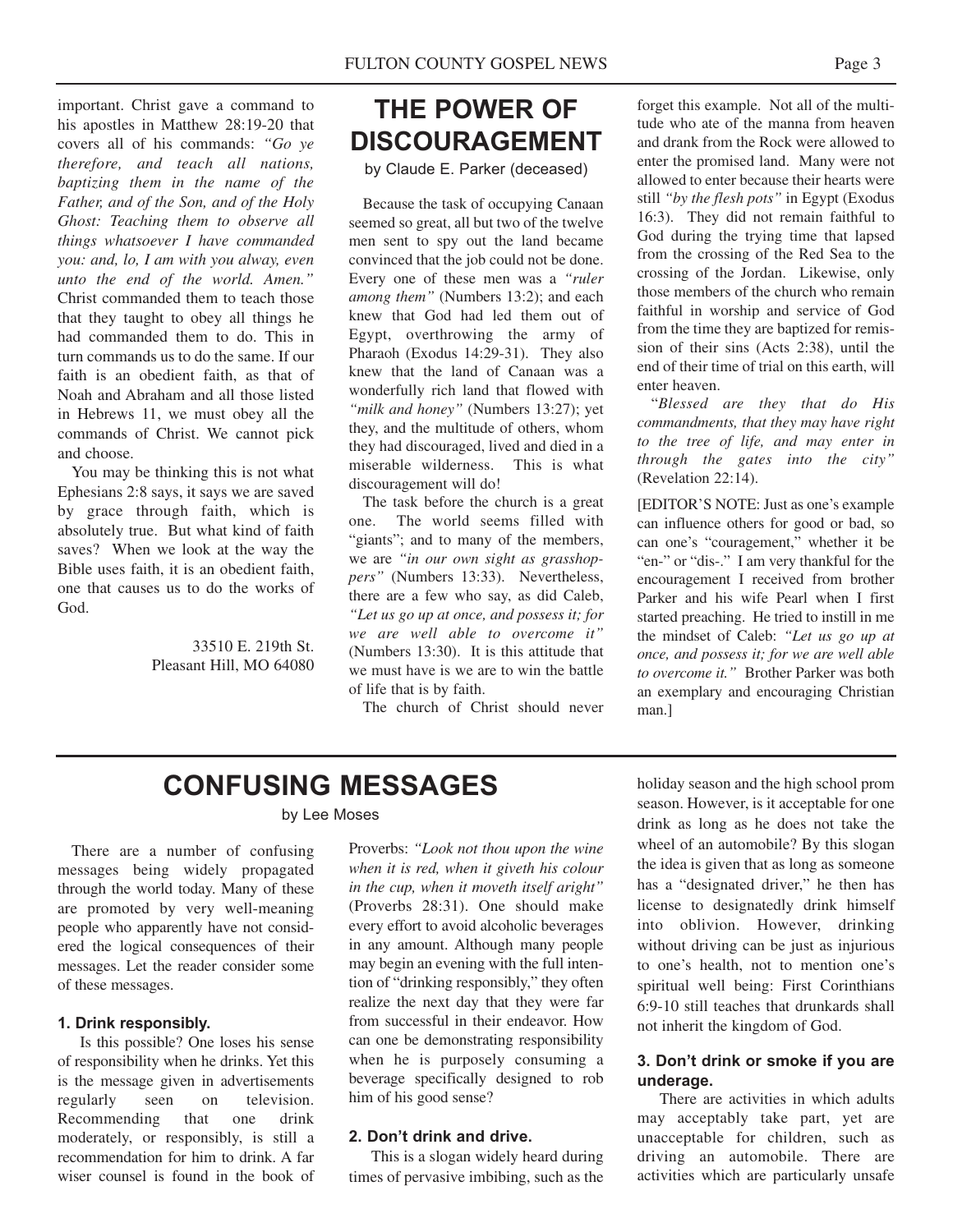important. Christ gave a command to his apostles in Matthew 28:19-20 that covers all of his commands: *"Go ye therefore, and teach all nations, baptizing them in the name of the Father, and of the Son, and of the Holy Ghost: Teaching them to observe all things whatsoever I have commanded you: and, lo, I am with you alway, even unto the end of the world. Amen."* Christ commanded them to teach those that they taught to obey all things he had commanded them to do. This in turn commands us to do the same. If our faith is an obedient faith, as that of Noah and Abraham and all those listed in Hebrews 11, we must obey all the commands of Christ. We cannot pick and choose.

You may be thinking this is not what Ephesians 2:8 says, it says we are saved by grace through faith, which is absolutely true. But what kind of faith saves? When we look at the way the Bible uses faith, it is an obedient faith, one that causes us to do the works of God.

33510 E. 219th St.
Pleasant Hill, MO 64080

# THE POWER OF DISCOURAGEMENT

by Claude E. Parker (deceased)

Because the task of occupying Canaan seemed so great, all but two of the twelve men sent to spy out the land became convinced that the job could not be done. Every one of these men was a *"ruler among them"* (Numbers 13:2); and each knew that God had led them out of Egypt, overthrowing the army of Pharaoh (Exodus 14:29-31). They also knew that the land of Canaan was a wonderfully rich land that flowed with *"milk and honey"* (Numbers 13:27); yet they, and the multitude of others, whom they had discouraged, lived and died in a miserable wilderness. This is what discouragement will do!

The task before the church is a great one. The world seems filled with "giants"; and to many of the members, we are *"in our own sight as grasshoppers"* (Numbers 13:33). Nevertheless, there are a few who say, as did Caleb, *"Let us go up at once, and possess it; for we are well able to overcome it"* (Numbers 13:30). It is this attitude that we must have is we are to win the battle of life that is by faith.

The church of Christ should never forget this example. Not all of the multitude who ate of the manna from heaven and drank from the Rock were allowed to enter the promised land. Many were not allowed to enter because their hearts were still *"by the flesh pots"* in Egypt (Exodus 16:3). They did not remain faithful to God during the trying time that lapsed from the crossing of the Red Sea to the crossing of the Jordan. Likewise, only those members of the church who remain faithful in worship and service of God from the time they are baptized for remission of their sins (Acts 2:38), until the end of their time of trial on this earth, will enter heaven.

"*Blessed are they that do His commandments, that they may have right to the tree of life, and may enter in through the gates into the city"* (Revelation 22:14).

[EDITOR'S NOTE: Just as one's example can influence others for good or bad, so can one's "couragement," whether it be "en-" or "dis-." I am very thankful for the encouragement I received from brother Parker and his wife Pearl when I first started preaching. He tried to instill in me the mindset of Caleb: *"Let us go up at once, and possess it; for we are well able to overcome it."* Brother Parker was both an exemplary and encouraging Christian man.]

# CONFUSING MESSAGES

by Lee Moses

There are a number of confusing messages being widely propagated through the world today. Many of these are promoted by very well-meaning people who apparently have not considered the logical consequences of their messages. Let the reader consider some of these messages.

### 1. Drink responsibly.

Is this possible? One loses his sense of responsibility when he drinks. Yet this is the message given in advertisements regularly seen on television. Recommending that one drink moderately, or responsibly, is still a recommendation for him to drink. A far wiser counsel is found in the book of Proverbs: *"Look not thou upon the wine when it is red, when it giveth his colour in the cup, when it moveth itself aright"* (Proverbs 28:31). One should make every effort to avoid alcoholic beverages in any amount. Although many people may begin an evening with the full intention of "drinking responsibly," they often realize the next day that they were far from successful in their endeavor. How can one be demonstrating responsibility when he is purposely consuming a beverage specifically designed to rob him of his good sense?

### 2. Don't drink and drive.

This is a slogan widely heard during times of pervasive imbibing, such as the holiday season and the high school prom season. However, is it acceptable for one drink as long as he does not take the wheel of an automobile? By this slogan the idea is given that as long as someone has a "designated driver," he then has license to designatedly drink himself into oblivion. However, drinking without driving can be just as injurious to one's health, not to mention one's spiritual well being: First Corinthians 6:9-10 still teaches that drunkards shall not inherit the kingdom of God.

### 3. Don't drink or smoke if you are underage.

There are activities in which adults may acceptably take part, yet are unacceptable for children, such as driving an automobile. There are activities which are particularly unsafe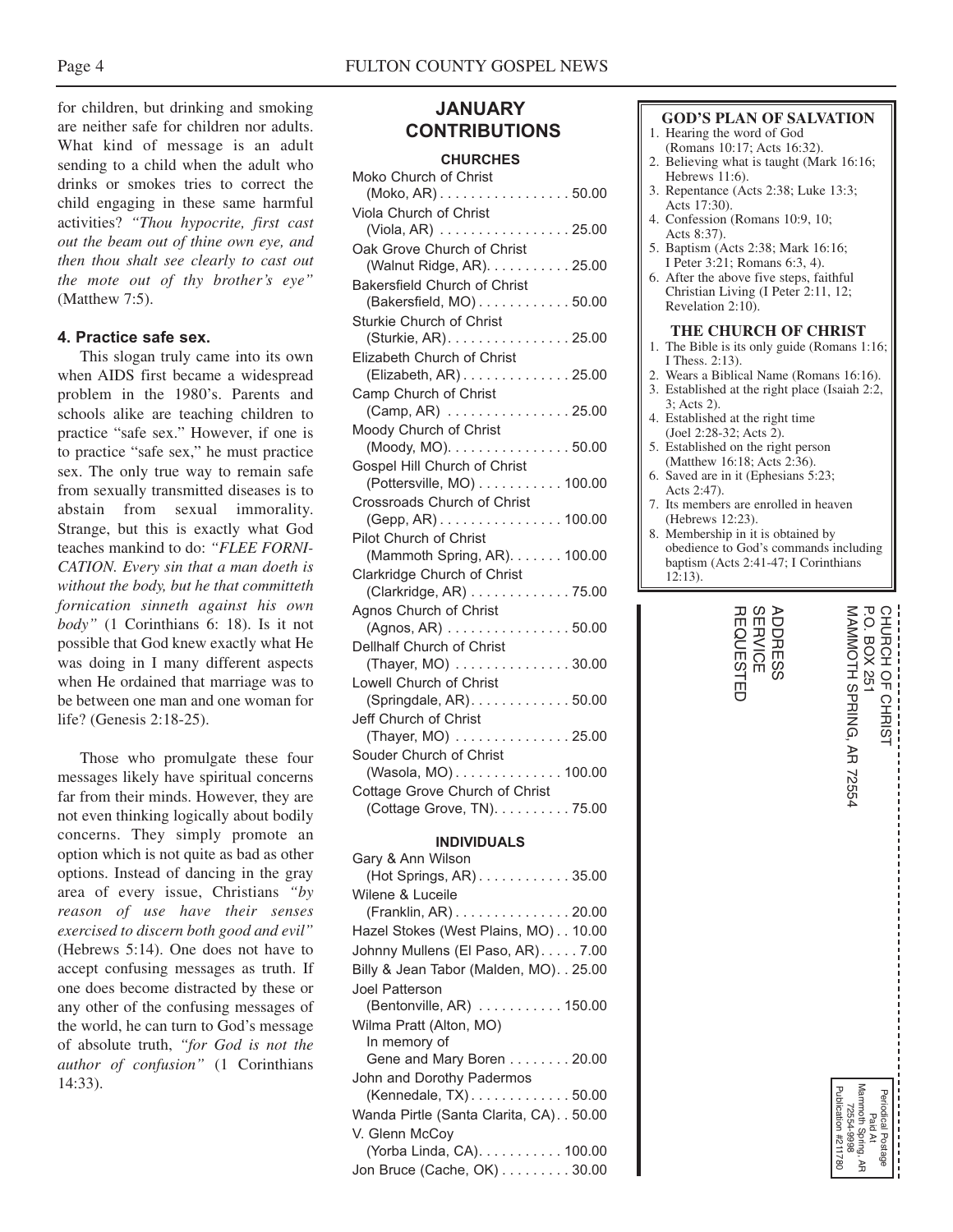for children, but drinking and smoking are neither safe for children nor adults. What kind of message is an adult sending to a child when the adult who drinks or smokes tries to correct the child engaging in these same harmful activities? *"Thou hypocrite, first cast out the beam out of thine own eye, and then thou shalt see clearly to cast out the mote out of thy brother's eye"* (Matthew 7:5).

#### 4. Practice safe sex.

This slogan truly came into its own when AIDS first became a widespread problem in the 1980's. Parents and schools alike are teaching children to practice "safe sex." However, if one is to practice "safe sex," he must practice sex. The only true way to remain safe from sexually transmitted diseases is to abstain from sexual immorality. Strange, but this is exactly what God teaches mankind to do: *"FLEE FORNICATION. Every sin that a man doeth is without the body, but he that committeth fornication sinneth against his own body"* (1 Corinthians 6: 18). Is it not possible that God knew exactly what He was doing in I many different aspects when He ordained that marriage was to be between one man and one woman for life? (Genesis 2:18-25).

Those who promulgate these four messages likely have spiritual concerns far from their minds. However, they are not even thinking logically about bodily concerns. They simply promote an option which is not quite as bad as other options. Instead of dancing in the gray area of every issue, Christians *"by reason of use have their senses exercised to discern both good and evil"* (Hebrews 5:14). One does not have to accept confusing messages as truth. If one does become distracted by these or any other of the confusing messages of the world, he can turn to God's message of absolute truth, *"for God is not the author of confusion"* (1 Corinthians 14:33).

## JANUARY CONTRIBUTIONS

### CHURCHES

| | |
|---|---|
| Moko Church of Christ (Moko, AR) | 50.00 |
| Viola Church of Christ (Viola, AR) | 25.00 |
| Oak Grove Church of Christ (Walnut Ridge, AR) | 25.00 |
| Bakersfield Church of Christ (Bakersfield, MO) | 50.00 |
| Sturkie Church of Christ (Sturkie, AR) | 25.00 |
| Elizabeth Church of Christ (Elizabeth, AR) | 25.00 |
| Camp Church of Christ (Camp, AR) | 25.00 |
| Moody Church of Christ (Moody, MO) | 50.00 |
| Gospel Hill Church of Christ (Pottersville, MO) | 100.00 |
| Crossroads Church of Christ (Gepp, AR) | 100.00 |
| Pilot Church of Christ (Mammoth Spring, AR) | 100.00 |
| Clarkridge Church of Christ (Clarkridge, AR) | 75.00 |
| Agnos Church of Christ (Agnos, AR) | 50.00 |
| Dellhalf Church of Christ (Thayer, MO) | 30.00 |
| Lowell Church of Christ (Springdale, AR) | 50.00 |
| Jeff Church of Christ (Thayer, MO) | 25.00 |
| Souder Church of Christ (Wasola, MO) | 100.00 |
| Cottage Grove Church of Christ (Cottage Grove, TN) | 75.00 |

### INDIVIDUALS

| | |
|---|---|
| Gary & Ann Wilson (Hot Springs, AR) | 35.00 |
| Wilene & Luceile (Franklin, AR) | 20.00 |
| Hazel Stokes (West Plains, MO) | 10.00 |
| Johnny Mullens (El Paso, AR) | 7.00 |
| Billy & Jean Tabor (Malden, MO) | 25.00 |
| Joel Patterson (Bentonville, AR) | 150.00 |
| Wilma Pratt (Alton, MO) In memory of Gene and Mary Boren | 20.00 |
| John and Dorothy Padermos (Kennedale, TX) | 50.00 |
| Wanda Pirtle (Santa Clarita, CA) | 50.00 |
| V. Glenn McCoy (Yorba Linda, CA) | 100.00 |
| Jon Bruce (Cache, OK) | 30.00 |

### GOD'S PLAN OF SALVATION

1. Hearing the word of God (Romans 10:17; Acts 16:32).
2. Believing what is taught (Mark 16:16; Hebrews 11:6).
3. Repentance (Acts 2:38; Luke 13:3; Acts 17:30).
4. Confession (Romans 10:9, 10; Acts 8:37).
5. Baptism (Acts 2:38; Mark 16:16; I Peter 3:21; Romans 6:3, 4).
6. After the above five steps, faithful Christian Living (I Peter 2:11, 12; Revelation 2:10).

### THE CHURCH OF CHRIST

1. The Bible is its only guide (Romans 1:16; I Thess. 2:13).
2. Wears a Biblical Name (Romans 16:16).
3. Established at the right place (Isaiah 2:2, 3; Acts 2).
4. Established at the right time (Joel 2:28-32; Acts 2).
5. Established on the right person (Matthew 16:18; Acts 2:36).
6. Saved are in it (Ephesians 5:23; Acts 2:47).
7. Its members are enrolled in heaven (Hebrews 12:23).
8. Membership in it is obtained by obedience to God's commands including baptism (Acts 2:41-47; I Corinthians 12:13).

CHURCH OF CHRIST
P.O. BOX 251
MAMMOTH SPRING, AR 72554

ADDRESS
SERVICE
REQUESTED

Periodical Postage
Paid At
Mammoth Spring, AR
72554-9998
Publication #211780